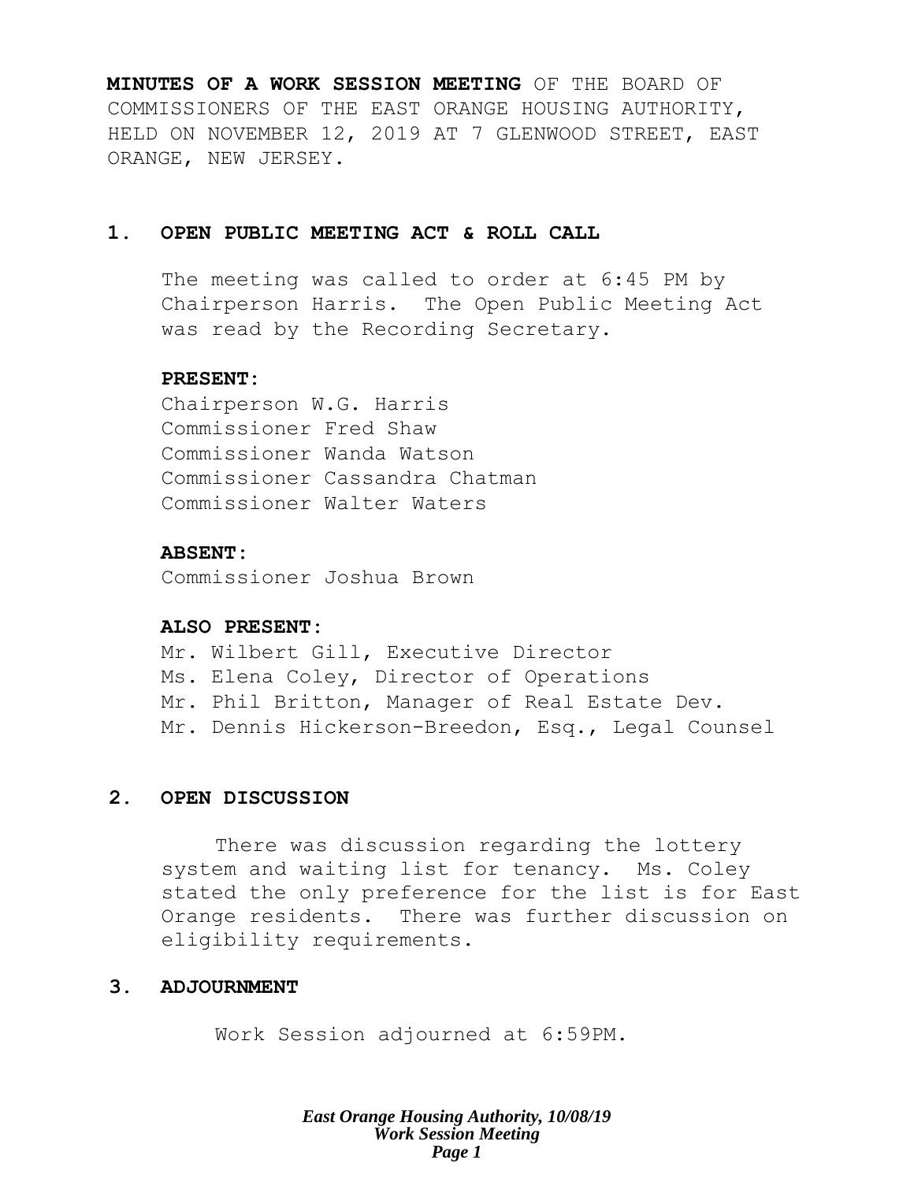**MINUTES OF A WORK SESSION MEETING** OF THE BOARD OF COMMISSIONERS OF THE EAST ORANGE HOUSING AUTHORITY, HELD ON NOVEMBER 12, 2019 AT 7 GLENWOOD STREET, EAST ORANGE, NEW JERSEY.

## 1. OPEN PUBLIC MEETING ACT & ROLL CALL

The meeting was called to order at 6:45 PM by Chairperson Harris. The Open Public Meeting Act was read by the Recording Secretary.

**PRESENT:**
Chairperson W.G. Harris
Commissioner Fred Shaw
Commissioner Wanda Watson
Commissioner Cassandra Chatman
Commissioner Walter Waters

**ABSENT:**
Commissioner Joshua Brown

**ALSO PRESENT:**
Mr. Wilbert Gill, Executive Director
Ms. Elena Coley, Director of Operations
Mr. Phil Britton, Manager of Real Estate Dev.
Mr. Dennis Hickerson-Breedon, Esq., Legal Counsel

## 2. OPEN DISCUSSION

There was discussion regarding the lottery system and waiting list for tenancy. Ms. Coley stated the only preference for the list is for East Orange residents. There was further discussion on eligibility requirements.

## 3. ADJOURNMENT

Work Session adjourned at 6:59PM.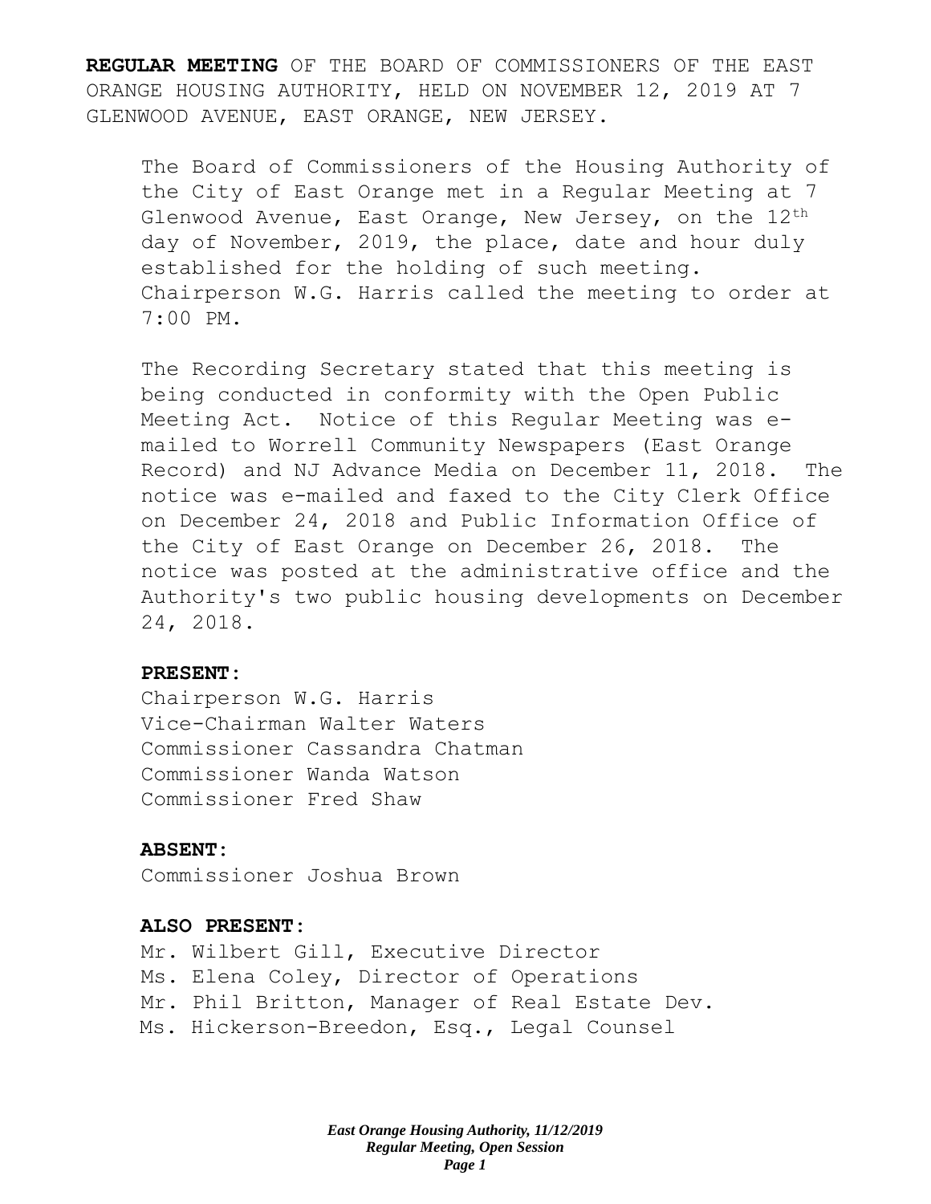**REGULAR MEETING** OF THE BOARD OF COMMISSIONERS OF THE EAST ORANGE HOUSING AUTHORITY, HELD ON NOVEMBER 12, 2019 AT 7 GLENWOOD AVENUE, EAST ORANGE, NEW JERSEY.

The Board of Commissioners of the Housing Authority of the City of East Orange met in a Regular Meeting at 7 Glenwood Avenue, East Orange, New Jersey, on the 12th day of November, 2019, the place, date and hour duly established for the holding of such meeting. Chairperson W.G. Harris called the meeting to order at 7:00 PM.

The Recording Secretary stated that this meeting is being conducted in conformity with the Open Public Meeting Act. Notice of this Regular Meeting was e-mailed to Worrell Community Newspapers (East Orange Record) and NJ Advance Media on December 11, 2018. The notice was e-mailed and faxed to the City Clerk Office on December 24, 2018 and Public Information Office of the City of East Orange on December 26, 2018. The notice was posted at the administrative office and the Authority's two public housing developments on December 24, 2018.

**PRESENT:**

Chairperson W.G. Harris
Vice-Chairman Walter Waters
Commissioner Cassandra Chatman
Commissioner Wanda Watson
Commissioner Fred Shaw

**ABSENT:**

Commissioner Joshua Brown

**ALSO PRESENT:**

Mr. Wilbert Gill, Executive Director
Ms. Elena Coley, Director of Operations
Mr. Phil Britton, Manager of Real Estate Dev.
Ms. Hickerson-Breedon, Esq., Legal Counsel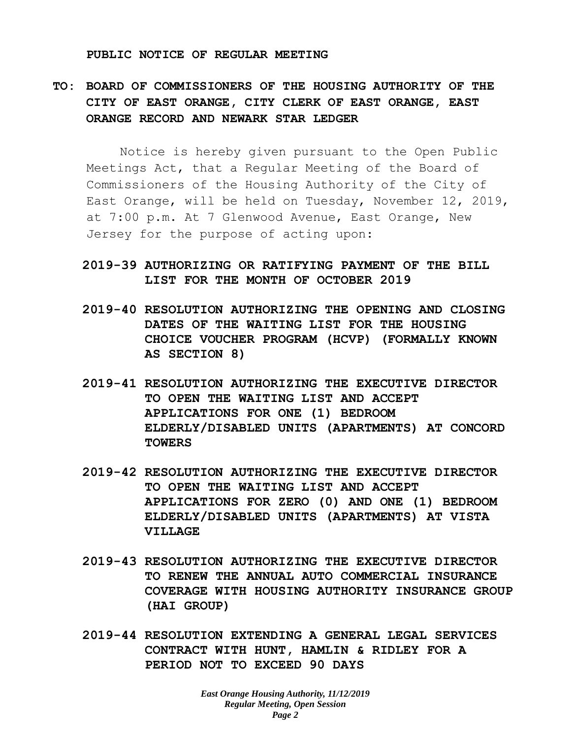**PUBLIC NOTICE OF REGULAR MEETING**

**TO: BOARD OF COMMISSIONERS OF THE HOUSING AUTHORITY OF THE CITY OF EAST ORANGE, CITY CLERK OF EAST ORANGE, EAST ORANGE RECORD AND NEWARK STAR LEDGER**

Notice is hereby given pursuant to the Open Public Meetings Act, that a Regular Meeting of the Board of Commissioners of the Housing Authority of the City of East Orange, will be held on Tuesday, November 12, 2019, at 7:00 p.m. At 7 Glenwood Avenue, East Orange, New Jersey for the purpose of acting upon:

**2019-39 AUTHORIZING OR RATIFYING PAYMENT OF THE BILL LIST FOR THE MONTH OF OCTOBER 2019**

**2019-40 RESOLUTION AUTHORIZING THE OPENING AND CLOSING DATES OF THE WAITING LIST FOR THE HOUSING CHOICE VOUCHER PROGRAM (HCVP) (FORMALLY KNOWN AS SECTION 8)**

**2019-41 RESOLUTION AUTHORIZING THE EXECUTIVE DIRECTOR TO OPEN THE WAITING LIST AND ACCEPT APPLICATIONS FOR ONE (1) BEDROOM ELDERLY/DISABLED UNITS (APARTMENTS) AT CONCORD TOWERS**

**2019-42 RESOLUTION AUTHORIZING THE EXECUTIVE DIRECTOR TO OPEN THE WAITING LIST AND ACCEPT APPLICATIONS FOR ZERO (0) AND ONE (1) BEDROOM ELDERLY/DISABLED UNITS (APARTMENTS) AT VISTA VILLAGE**

**2019-43 RESOLUTION AUTHORIZING THE EXECUTIVE DIRECTOR TO RENEW THE ANNUAL AUTO COMMERCIAL INSURANCE COVERAGE WITH HOUSING AUTHORITY INSURANCE GROUP (HAI GROUP)**

**2019-44 RESOLUTION EXTENDING A GENERAL LEGAL SERVICES CONTRACT WITH HUNT, HAMLIN & RIDLEY FOR A PERIOD NOT TO EXCEED 90 DAYS**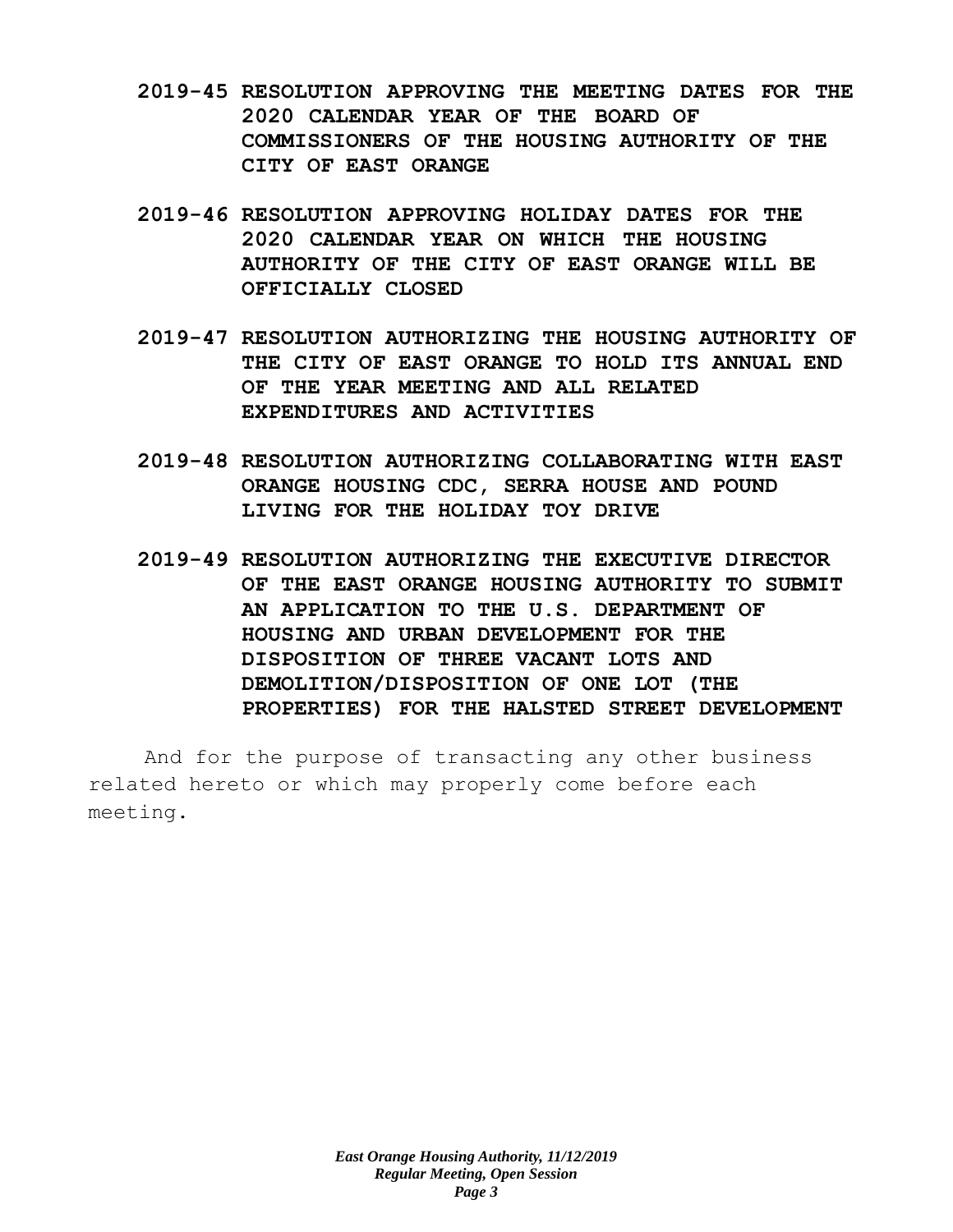**2019-45 RESOLUTION APPROVING THE MEETING DATES FOR THE 2020 CALENDAR YEAR OF THE BOARD OF COMMISSIONERS OF THE HOUSING AUTHORITY OF THE CITY OF EAST ORANGE**

**2019-46 RESOLUTION APPROVING HOLIDAY DATES FOR THE 2020 CALENDAR YEAR ON WHICH THE HOUSING AUTHORITY OF THE CITY OF EAST ORANGE WILL BE OFFICIALLY CLOSED**

**2019-47 RESOLUTION AUTHORIZING THE HOUSING AUTHORITY OF THE CITY OF EAST ORANGE TO HOLD ITS ANNUAL END OF THE YEAR MEETING AND ALL RELATED EXPENDITURES AND ACTIVITIES**

**2019-48 RESOLUTION AUTHORIZING COLLABORATING WITH EAST ORANGE HOUSING CDC, SERRA HOUSE AND POUND LIVING FOR THE HOLIDAY TOY DRIVE**

**2019-49 RESOLUTION AUTHORIZING THE EXECUTIVE DIRECTOR OF THE EAST ORANGE HOUSING AUTHORITY TO SUBMIT AN APPLICATION TO THE U.S. DEPARTMENT OF HOUSING AND URBAN DEVELOPMENT FOR THE DISPOSITION OF THREE VACANT LOTS AND DEMOLITION/DISPOSITION OF ONE LOT (THE PROPERTIES) FOR THE HALSTED STREET DEVELOPMENT**

And for the purpose of transacting any other business related hereto or which may properly come before each meeting.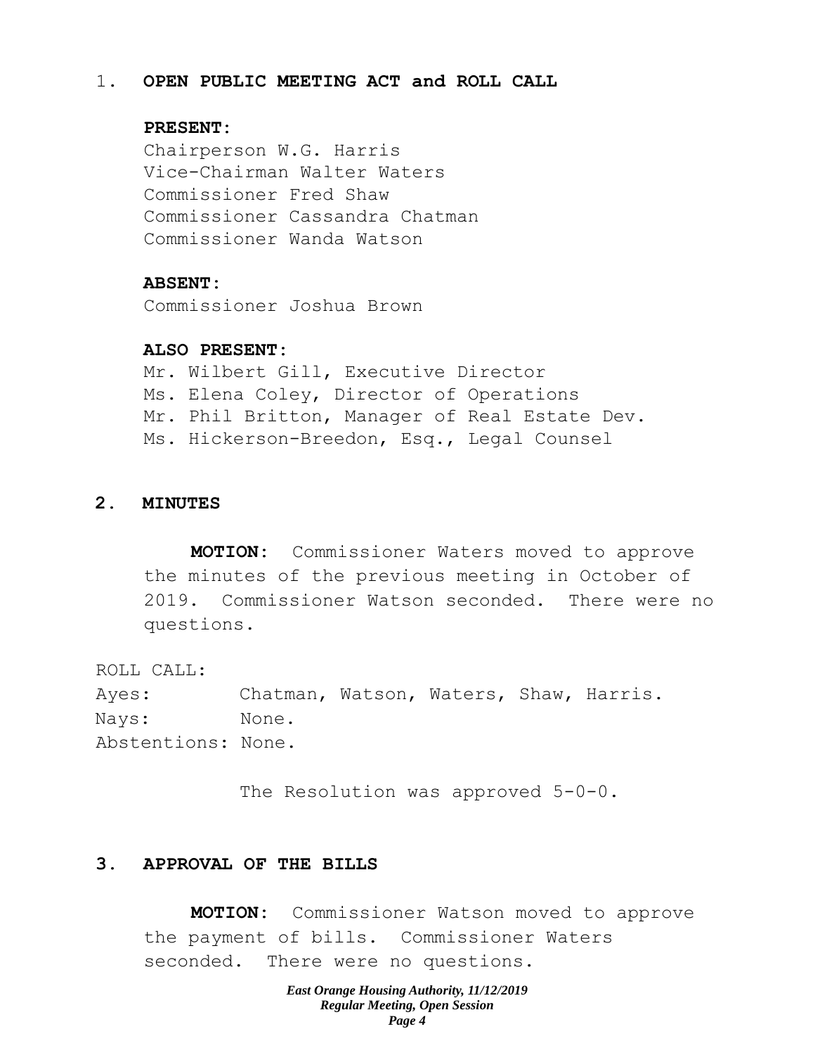## 1. OPEN PUBLIC MEETING ACT and ROLL CALL

**PRESENT:**
Chairperson W.G. Harris
Vice-Chairman Walter Waters
Commissioner Fred Shaw
Commissioner Cassandra Chatman
Commissioner Wanda Watson

**ABSENT:**
Commissioner Joshua Brown

**ALSO PRESENT:**
Mr. Wilbert Gill, Executive Director
Ms. Elena Coley, Director of Operations
Mr. Phil Britton, Manager of Real Estate Dev.
Ms. Hickerson-Breedon, Esq., Legal Counsel

## 2. MINUTES

**MOTION:** Commissioner Waters moved to approve the minutes of the previous meeting in October of 2019. Commissioner Watson seconded. There were no questions.

ROLL CALL:
Ayes: Chatman, Watson, Waters, Shaw, Harris.
Nays: None.
Abstentions: None.

The Resolution was approved 5-0-0.

## 3. APPROVAL OF THE BILLS

**MOTION:** Commissioner Watson moved to approve the payment of bills. Commissioner Waters seconded. There were no questions.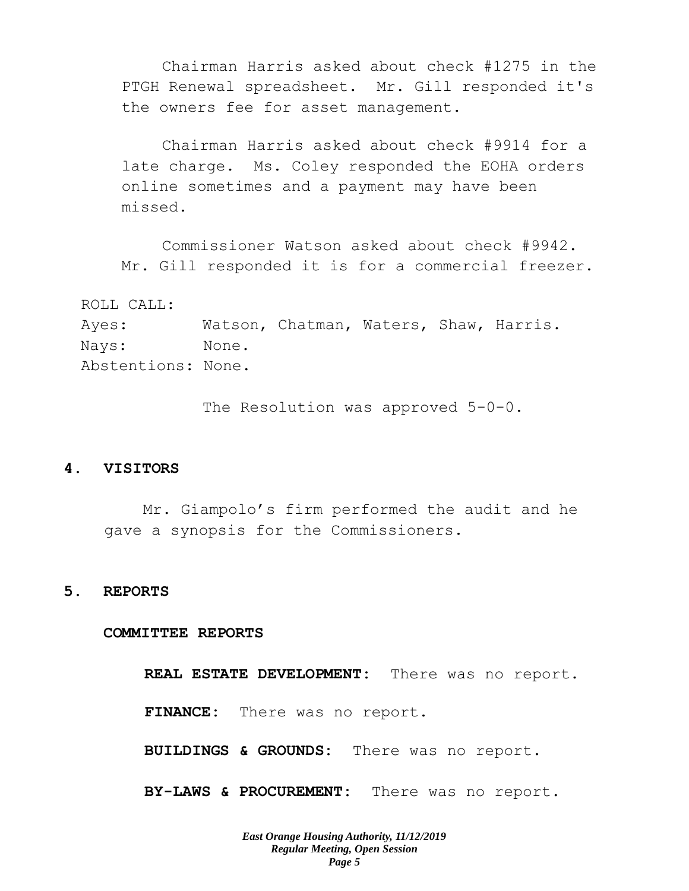Chairman Harris asked about check #1275 in the PTGH Renewal spreadsheet. Mr. Gill responded it's the owners fee for asset management.

Chairman Harris asked about check #9914 for a late charge. Ms. Coley responded the EOHA orders online sometimes and a payment may have been missed.

Commissioner Watson asked about check #9942. Mr. Gill responded it is for a commercial freezer.

ROLL CALL:
Ayes: Watson, Chatman, Waters, Shaw, Harris.
Nays: None.
Abstentions: None.

The Resolution was approved 5-0-0.

## 4. VISITORS

Mr. Giampolo's firm performed the audit and he gave a synopsis for the Commissioners.

## 5. REPORTS

### COMMITTEE REPORTS

**REAL ESTATE DEVELOPMENT:** There was no report.

**FINANCE:** There was no report.

**BUILDINGS & GROUNDS:** There was no report.

**BY-LAWS & PROCUREMENT:** There was no report.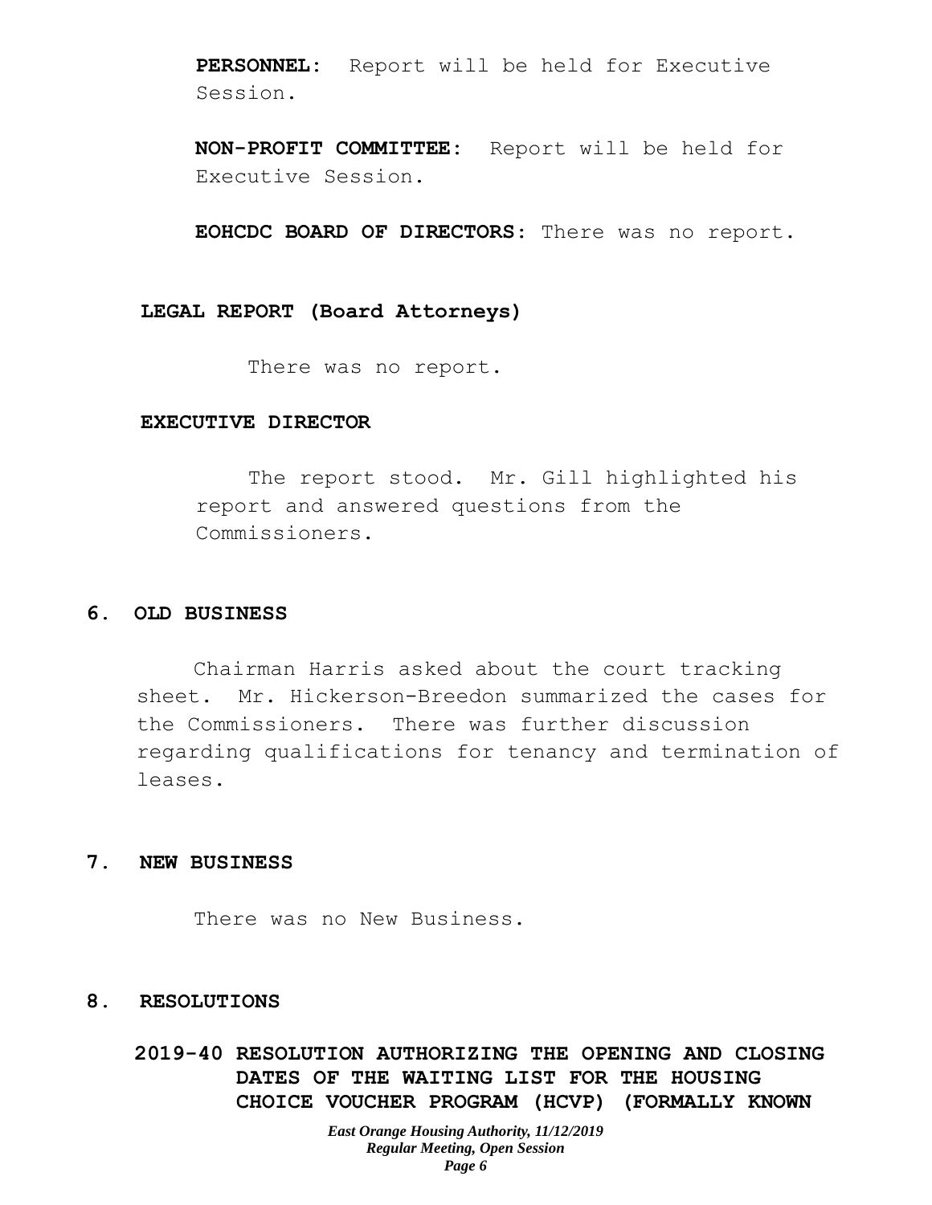**PERSONNEL:** Report will be held for Executive Session.

**NON-PROFIT COMMITTEE:** Report will be held for Executive Session.

**EOHCDC BOARD OF DIRECTORS:** There was no report.

**LEGAL REPORT (Board Attorneys)**

There was no report.

**EXECUTIVE DIRECTOR**

The report stood. Mr. Gill highlighted his report and answered questions from the Commissioners.

## 6. OLD BUSINESS

Chairman Harris asked about the court tracking sheet. Mr. Hickerson-Breedon summarized the cases for the Commissioners. There was further discussion regarding qualifications for tenancy and termination of leases.

## 7. NEW BUSINESS

There was no New Business.

## 8. RESOLUTIONS

**2019-40 RESOLUTION AUTHORIZING THE OPENING AND CLOSING DATES OF THE WAITING LIST FOR THE HOUSING CHOICE VOUCHER PROGRAM (HCVP) (FORMALLY KNOWN**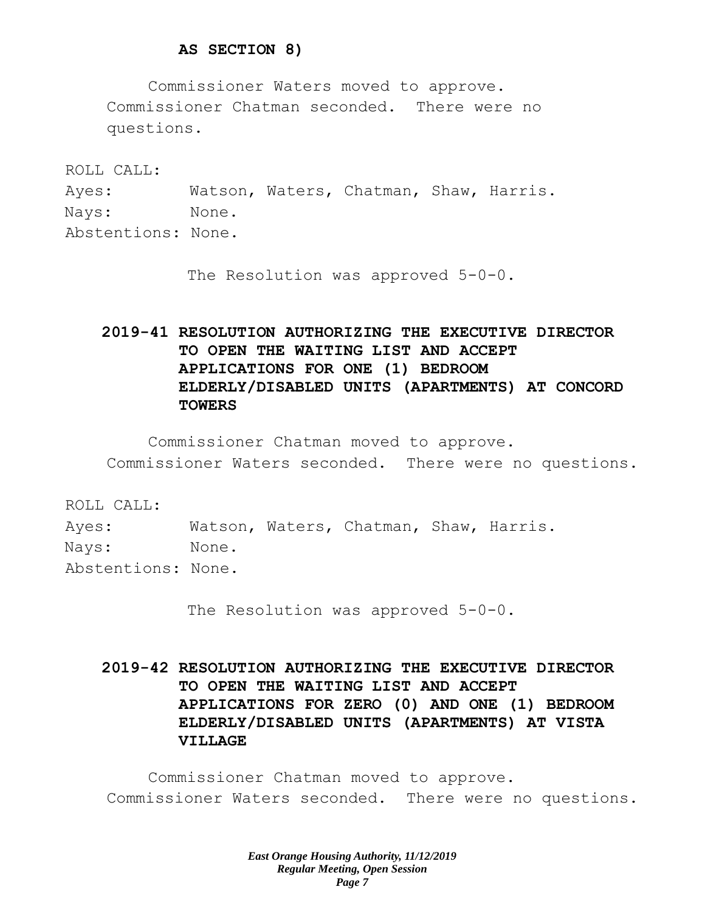**AS SECTION 8)**

Commissioner Waters moved to approve. Commissioner Chatman seconded. There were no questions.

ROLL CALL:
Ayes: Watson, Waters, Chatman, Shaw, Harris.
Nays: None.
Abstentions: None.

The Resolution was approved 5-0-0.

**2019-41 RESOLUTION AUTHORIZING THE EXECUTIVE DIRECTOR TO OPEN THE WAITING LIST AND ACCEPT APPLICATIONS FOR ONE (1) BEDROOM ELDERLY/DISABLED UNITS (APARTMENTS) AT CONCORD TOWERS**

Commissioner Chatman moved to approve. Commissioner Waters seconded. There were no questions.

ROLL CALL:
Ayes: Watson, Waters, Chatman, Shaw, Harris.
Nays: None.
Abstentions: None.

The Resolution was approved 5-0-0.

**2019-42 RESOLUTION AUTHORIZING THE EXECUTIVE DIRECTOR TO OPEN THE WAITING LIST AND ACCEPT APPLICATIONS FOR ZERO (0) AND ONE (1) BEDROOM ELDERLY/DISABLED UNITS (APARTMENTS) AT VISTA VILLAGE**

Commissioner Chatman moved to approve. Commissioner Waters seconded. There were no questions.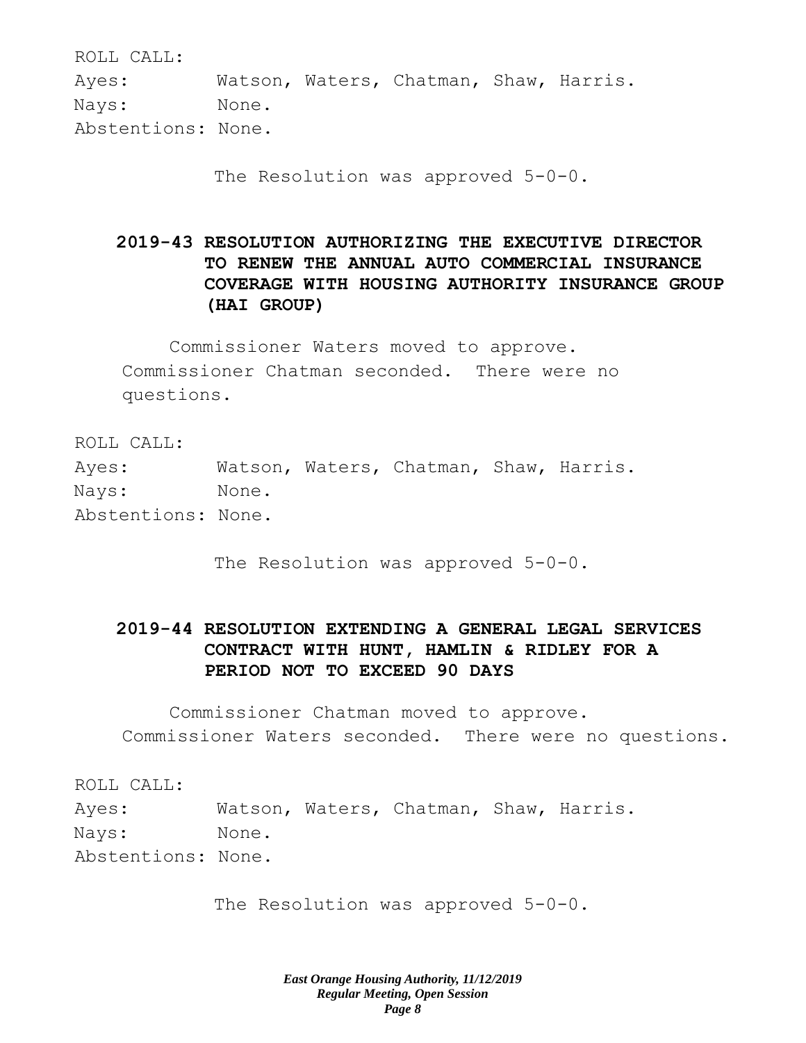ROLL CALL:
Ayes: Watson, Waters, Chatman, Shaw, Harris.
Nays: None.
Abstentions: None.

The Resolution was approved 5-0-0.

**2019-43 RESOLUTION AUTHORIZING THE EXECUTIVE DIRECTOR TO RENEW THE ANNUAL AUTO COMMERCIAL INSURANCE COVERAGE WITH HOUSING AUTHORITY INSURANCE GROUP (HAI GROUP)**

Commissioner Waters moved to approve. Commissioner Chatman seconded. There were no questions.

ROLL CALL:
Ayes: Watson, Waters, Chatman, Shaw, Harris.
Nays: None.
Abstentions: None.

The Resolution was approved 5-0-0.

**2019-44 RESOLUTION EXTENDING A GENERAL LEGAL SERVICES CONTRACT WITH HUNT, HAMLIN & RIDLEY FOR A PERIOD NOT TO EXCEED 90 DAYS**

Commissioner Chatman moved to approve. Commissioner Waters seconded. There were no questions.

ROLL CALL:
Ayes: Watson, Waters, Chatman, Shaw, Harris.
Nays: None.
Abstentions: None.

The Resolution was approved 5-0-0.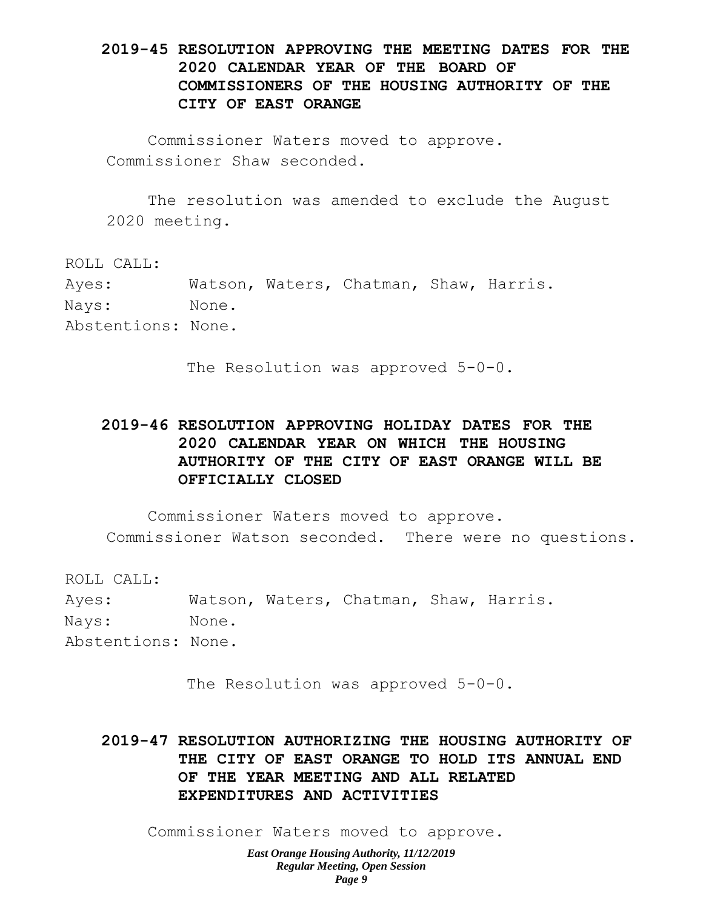**2019-45 RESOLUTION APPROVING THE MEETING DATES FOR THE 2020 CALENDAR YEAR OF THE BOARD OF COMMISSIONERS OF THE HOUSING AUTHORITY OF THE CITY OF EAST ORANGE**

Commissioner Waters moved to approve. Commissioner Shaw seconded.

The resolution was amended to exclude the August 2020 meeting.

ROLL CALL:
Ayes: Watson, Waters, Chatman, Shaw, Harris.
Nays: None.
Abstentions: None.

The Resolution was approved 5-0-0.

**2019-46 RESOLUTION APPROVING HOLIDAY DATES FOR THE 2020 CALENDAR YEAR ON WHICH THE HOUSING AUTHORITY OF THE CITY OF EAST ORANGE WILL BE OFFICIALLY CLOSED**

Commissioner Waters moved to approve. Commissioner Watson seconded. There were no questions.

ROLL CALL:
Ayes: Watson, Waters, Chatman, Shaw, Harris.
Nays: None.
Abstentions: None.

The Resolution was approved 5-0-0.

**2019-47 RESOLUTION AUTHORIZING THE HOUSING AUTHORITY OF THE CITY OF EAST ORANGE TO HOLD ITS ANNUAL END OF THE YEAR MEETING AND ALL RELATED EXPENDITURES AND ACTIVITIES**

Commissioner Waters moved to approve.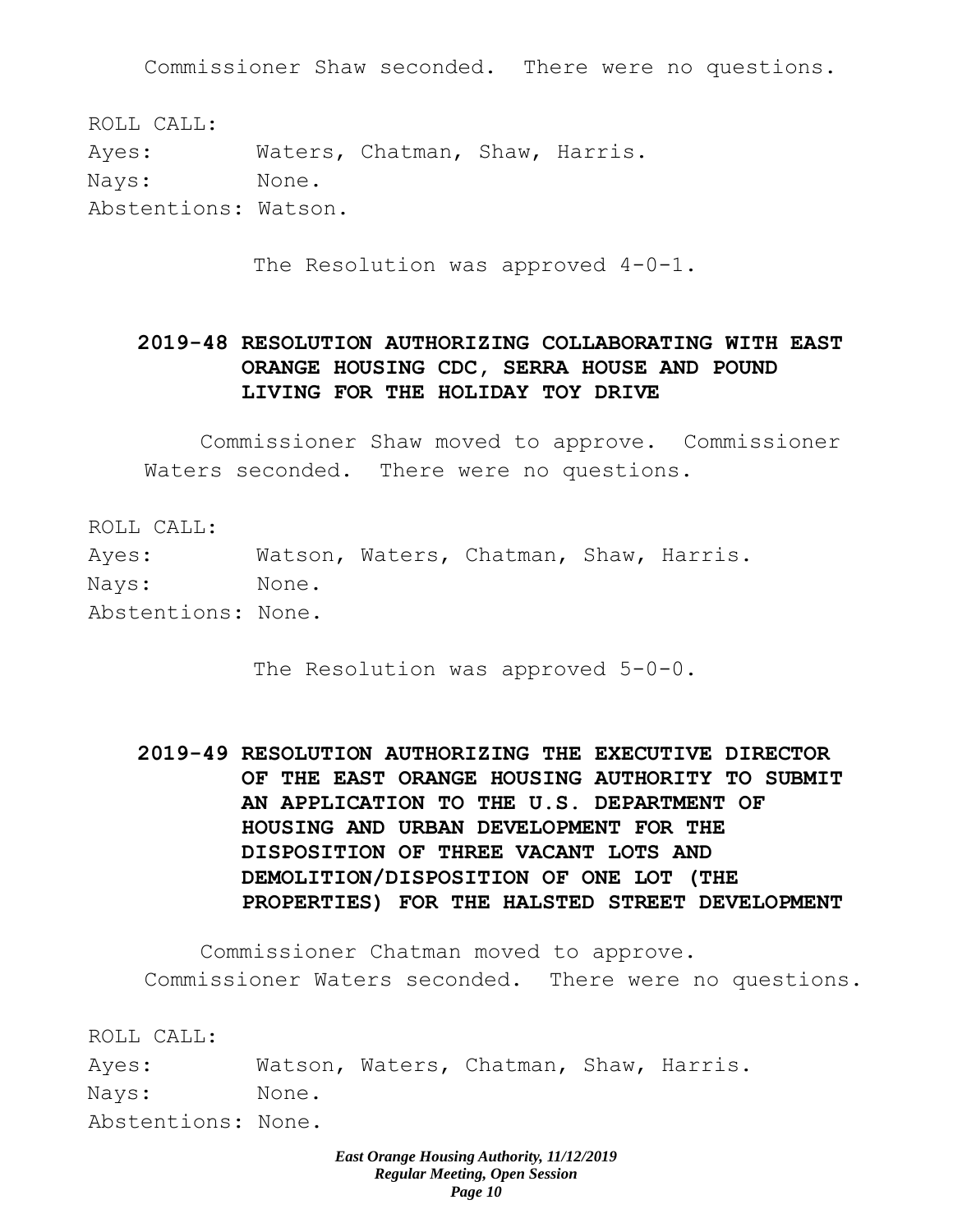Commissioner Shaw seconded. There were no questions.

ROLL CALL:
Ayes: Waters, Chatman, Shaw, Harris.
Nays: None.
Abstentions: Watson.

The Resolution was approved 4-0-1.

**2019-48 RESOLUTION AUTHORIZING COLLABORATING WITH EAST ORANGE HOUSING CDC, SERRA HOUSE AND POUND LIVING FOR THE HOLIDAY TOY DRIVE**

Commissioner Shaw moved to approve. Commissioner Waters seconded. There were no questions.

ROLL CALL:
Ayes: Watson, Waters, Chatman, Shaw, Harris.
Nays: None.
Abstentions: None.

The Resolution was approved 5-0-0.

**2019-49 RESOLUTION AUTHORIZING THE EXECUTIVE DIRECTOR OF THE EAST ORANGE HOUSING AUTHORITY TO SUBMIT AN APPLICATION TO THE U.S. DEPARTMENT OF HOUSING AND URBAN DEVELOPMENT FOR THE DISPOSITION OF THREE VACANT LOTS AND DEMOLITION/DISPOSITION OF ONE LOT (THE PROPERTIES) FOR THE HALSTED STREET DEVELOPMENT**

Commissioner Chatman moved to approve. Commissioner Waters seconded. There were no questions.

ROLL CALL:
Ayes: Watson, Waters, Chatman, Shaw, Harris.
Nays: None.
Abstentions: None.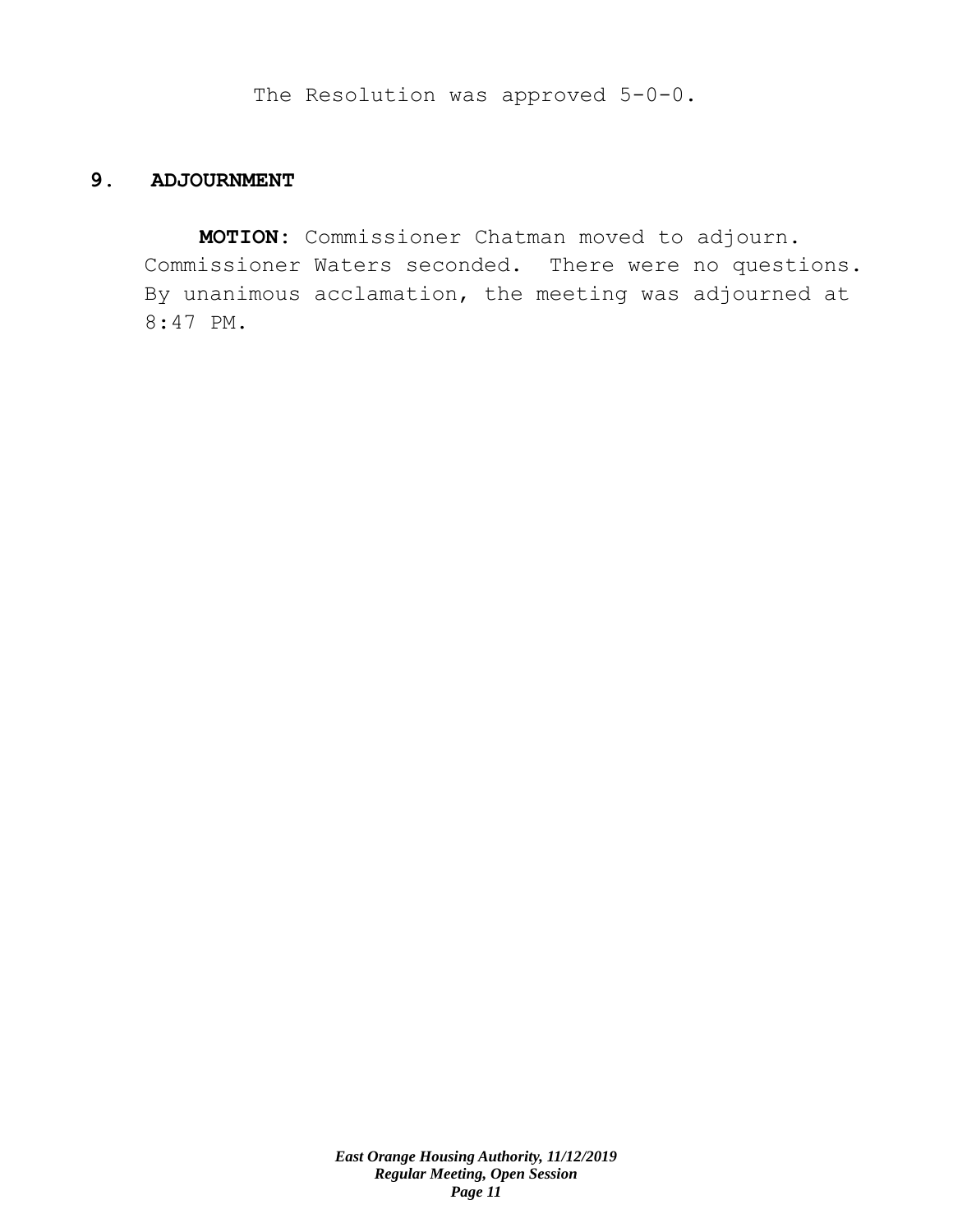The Resolution was approved 5-0-0.

## 9. ADJOURNMENT

**MOTION:** Commissioner Chatman moved to adjourn. Commissioner Waters seconded. There were no questions. By unanimous acclamation, the meeting was adjourned at 8:47 PM.